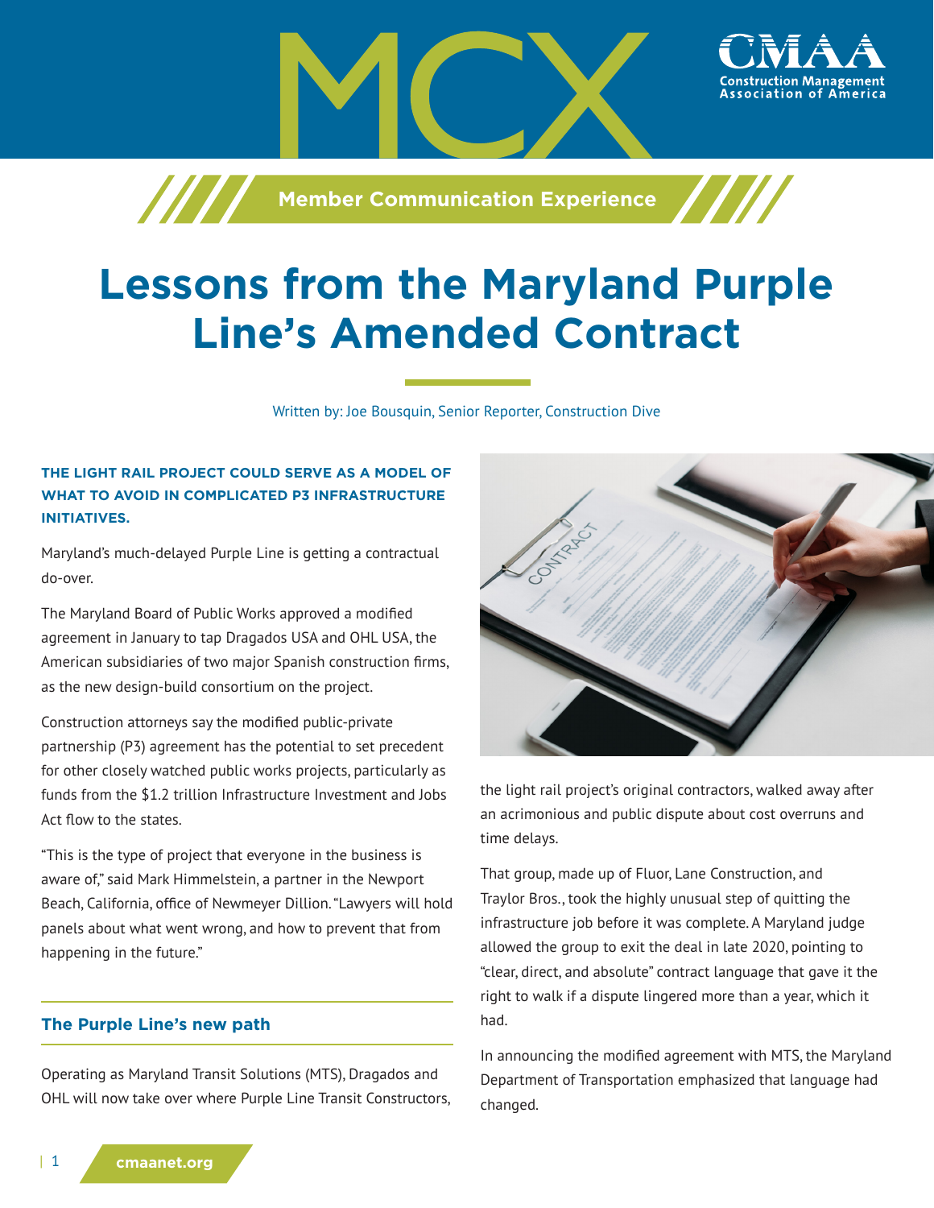# Lessons from the Maryland Purple Line's Amended Contract

Written by: Joe Bousquin, Senior Reporter, Construction Dive

**THE LIGHT RAIL PROJECT COULD SERVE AS A MODEL OF WHAT TO AVOID IN COMPLICATED P3 INFRASTRUCTURE INITIATIVES.**

Maryland's much-delayed Purple Line is getting a contractual do-over.

The Maryland Board of Public Works approved a modified agreement in January to tap Dragados USA and OHL USA, the American subsidiaries of two major Spanish construction firms, as the new design-build consortium on the project.

Construction attorneys say the modified public-private partnership (P3) agreement has the potential to set precedent for other closely watched public works projects, particularly as funds from the $1.2 trillion Infrastructure Investment and Jobs Act flow to the states.

"This is the type of project that everyone in the business is aware of," said Mark Himmelstein, a partner in the Newport Beach, California, office of Newmeyer Dillion. "Lawyers will hold panels about what went wrong, and how to prevent that from happening in the future."

## The Purple Line's new path

Operating as Maryland Transit Solutions (MTS), Dragados and OHL will now take over where Purple Line Transit Constructors, the light rail project's original contractors, walked away after an acrimonious and public dispute about cost overruns and time delays.

That group, made up of Fluor, Lane Construction, and Traylor Bros., took the highly unusual step of quitting the infrastructure job before it was complete. A Maryland judge allowed the group to exit the deal in late 2020, pointing to "clear, direct, and absolute" contract language that gave it the right to walk if a dispute lingered more than a year, which it had.

In announcing the modified agreement with MTS, the Maryland Department of Transportation emphasized that language had changed.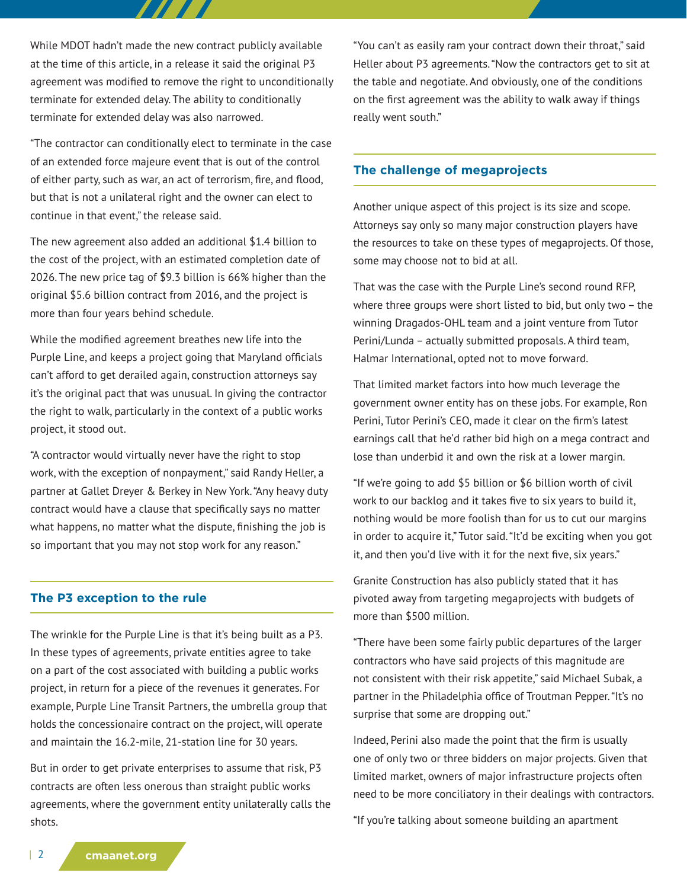While MDOT hadn't made the new contract publicly available at the time of this article, in a release it said the original P3 agreement was modified to remove the right to unconditionally terminate for extended delay. The ability to conditionally terminate for extended delay was also narrowed.

"The contractor can conditionally elect to terminate in the case of an extended force majeure event that is out of the control of either party, such as war, an act of terrorism, fire, and flood, but that is not a unilateral right and the owner can elect to continue in that event," the release said.

The new agreement also added an additional $1.4 billion to the cost of the project, with an estimated completion date of 2026. The new price tag of $9.3 billion is 66% higher than the original $5.6 billion contract from 2016, and the project is more than four years behind schedule.

While the modified agreement breathes new life into the Purple Line, and keeps a project going that Maryland officials can't afford to get derailed again, construction attorneys say it's the original pact that was unusual. In giving the contractor the right to walk, particularly in the context of a public works project, it stood out.

"A contractor would virtually never have the right to stop work, with the exception of nonpayment," said Randy Heller, a partner at Gallet Dreyer & Berkey in New York. "Any heavy duty contract would have a clause that specifically says no matter what happens, no matter what the dispute, finishing the job is so important that you may not stop work for any reason."

## The P3 exception to the rule

The wrinkle for the Purple Line is that it's being built as a P3. In these types of agreements, private entities agree to take on a part of the cost associated with building a public works project, in return for a piece of the revenues it generates. For example, Purple Line Transit Partners, the umbrella group that holds the concessionaire contract on the project, will operate and maintain the 16.2-mile, 21-station line for 30 years.

But in order to get private enterprises to assume that risk, P3 contracts are often less onerous than straight public works agreements, where the government entity unilaterally calls the shots.

"You can't as easily ram your contract down their throat," said Heller about P3 agreements. "Now the contractors get to sit at the table and negotiate. And obviously, one of the conditions on the first agreement was the ability to walk away if things really went south."

## The challenge of megaprojects

Another unique aspect of this project is its size and scope. Attorneys say only so many major construction players have the resources to take on these types of megaprojects. Of those, some may choose not to bid at all.

That was the case with the Purple Line's second round RFP, where three groups were short listed to bid, but only two – the winning Dragados-OHL team and a joint venture from Tutor Perini/Lunda – actually submitted proposals. A third team, Halmar International, opted not to move forward.

That limited market factors into how much leverage the government owner entity has on these jobs. For example, Ron Perini, Tutor Perini's CEO, made it clear on the firm's latest earnings call that he'd rather bid high on a mega contract and lose than underbid it and own the risk at a lower margin.

"If we're going to add $5 billion or $6 billion worth of civil work to our backlog and it takes five to six years to build it, nothing would be more foolish than for us to cut our margins in order to acquire it," Tutor said. "It'd be exciting when you got it, and then you'd live with it for the next five, six years."

Granite Construction has also publicly stated that it has pivoted away from targeting megaprojects with budgets of more than $500 million.

"There have been some fairly public departures of the larger contractors who have said projects of this magnitude are not consistent with their risk appetite," said Michael Subak, a partner in the Philadelphia office of Troutman Pepper. "It's no surprise that some are dropping out."

Indeed, Perini also made the point that the firm is usually one of only two or three bidders on major projects. Given that limited market, owners of major infrastructure projects often need to be more conciliatory in their dealings with contractors.

"If you're talking about someone building an apartment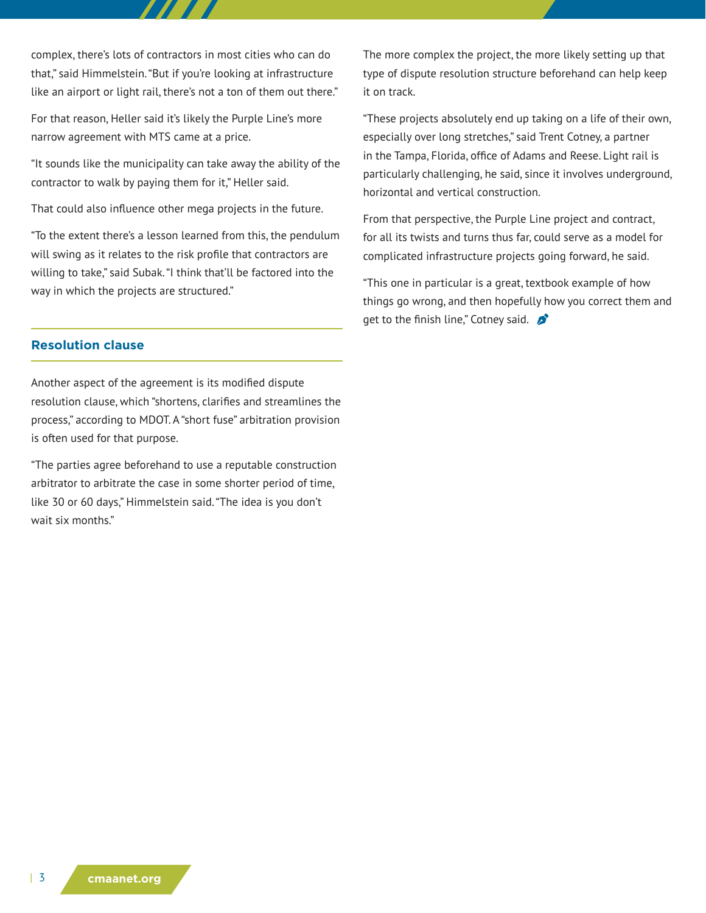complex, there's lots of contractors in most cities who can do that," said Himmelstein. "But if you're looking at infrastructure like an airport or light rail, there's not a ton of them out there."

For that reason, Heller said it's likely the Purple Line's more narrow agreement with MTS came at a price.

"It sounds like the municipality can take away the ability of the contractor to walk by paying them for it," Heller said.

That could also influence other mega projects in the future.

"To the extent there's a lesson learned from this, the pendulum will swing as it relates to the risk profile that contractors are willing to take," said Subak. "I think that'll be factored into the way in which the projects are structured."

## Resolution clause

Another aspect of the agreement is its modified dispute resolution clause, which "shortens, clarifies and streamlines the process," according to MDOT. A "short fuse" arbitration provision is often used for that purpose.

"The parties agree beforehand to use a reputable construction arbitrator to arbitrate the case in some shorter period of time, like 30 or 60 days," Himmelstein said. "The idea is you don't wait six months."

The more complex the project, the more likely setting up that type of dispute resolution structure beforehand can help keep it on track.

"These projects absolutely end up taking on a life of their own, especially over long stretches," said Trent Cotney, a partner in the Tampa, Florida, office of Adams and Reese. Light rail is particularly challenging, he said, since it involves underground, horizontal and vertical construction.

From that perspective, the Purple Line project and contract, for all its twists and turns thus far, could serve as a model for complicated infrastructure projects going forward, he said.

"This one in particular is a great, textbook example of how things go wrong, and then hopefully how you correct them and get to the finish line," Cotney said.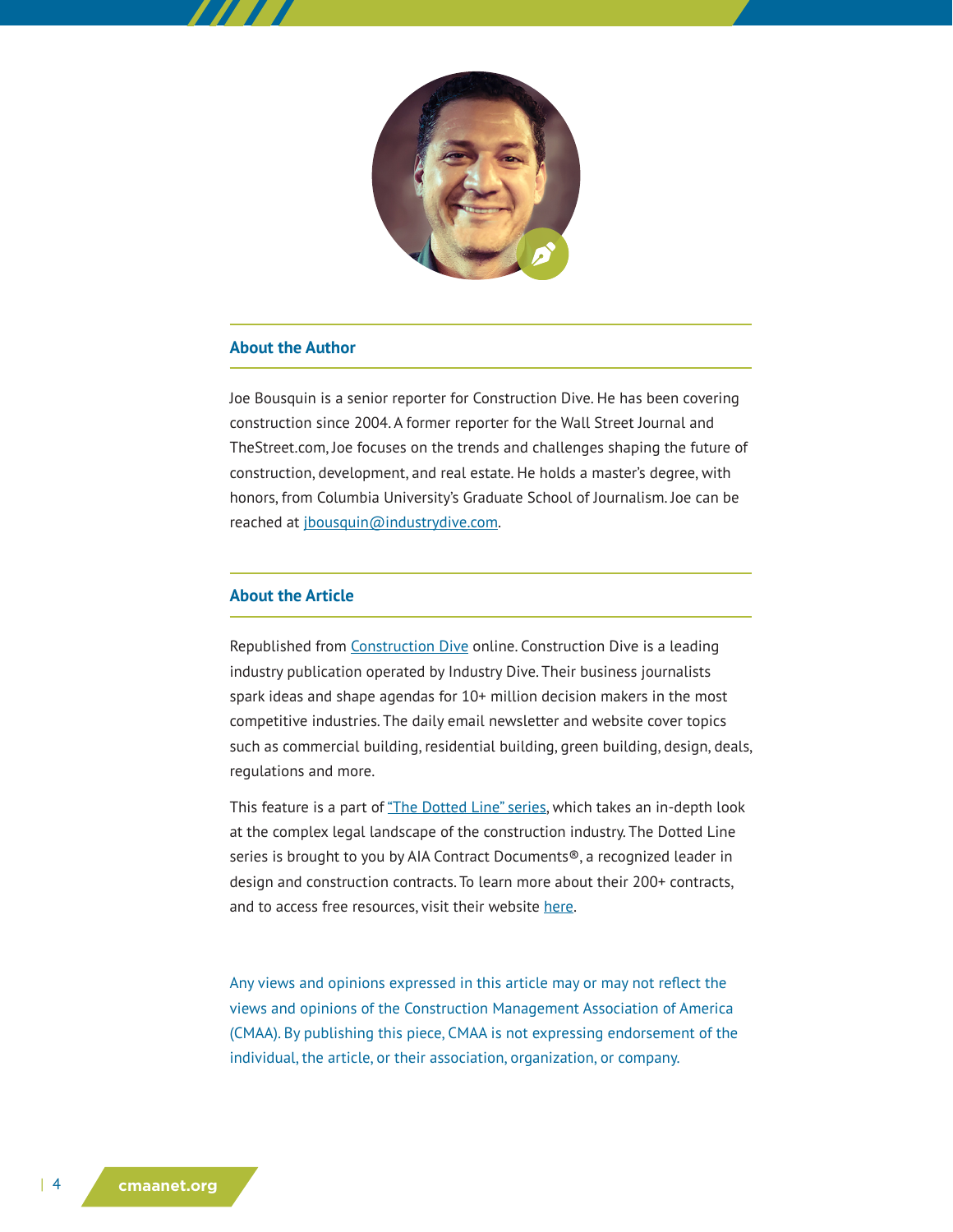## About the Author

Joe Bousquin is a senior reporter for Construction Dive. He has been covering construction since 2004. A former reporter for the Wall Street Journal and TheStreet.com, Joe focuses on the trends and challenges shaping the future of construction, development, and real estate. He holds a master's degree, with honors, from Columbia University's Graduate School of Journalism. Joe can be reached at jbousquin@industrydive.com.

## About the Article

Republished from Construction Dive online. Construction Dive is a leading industry publication operated by Industry Dive. Their business journalists spark ideas and shape agendas for 10+ million decision makers in the most competitive industries. The daily email newsletter and website cover topics such as commercial building, residential building, green building, design, deals, regulations and more.

This feature is a part of "The Dotted Line" series, which takes an in-depth look at the complex legal landscape of the construction industry. The Dotted Line series is brought to you by AIA Contract Documents®, a recognized leader in design and construction contracts. To learn more about their 200+ contracts, and to access free resources, visit their website here.

Any views and opinions expressed in this article may or may not reflect the views and opinions of the Construction Management Association of America (CMAA). By publishing this piece, CMAA is not expressing endorsement of the individual, the article, or their association, organization, or company.